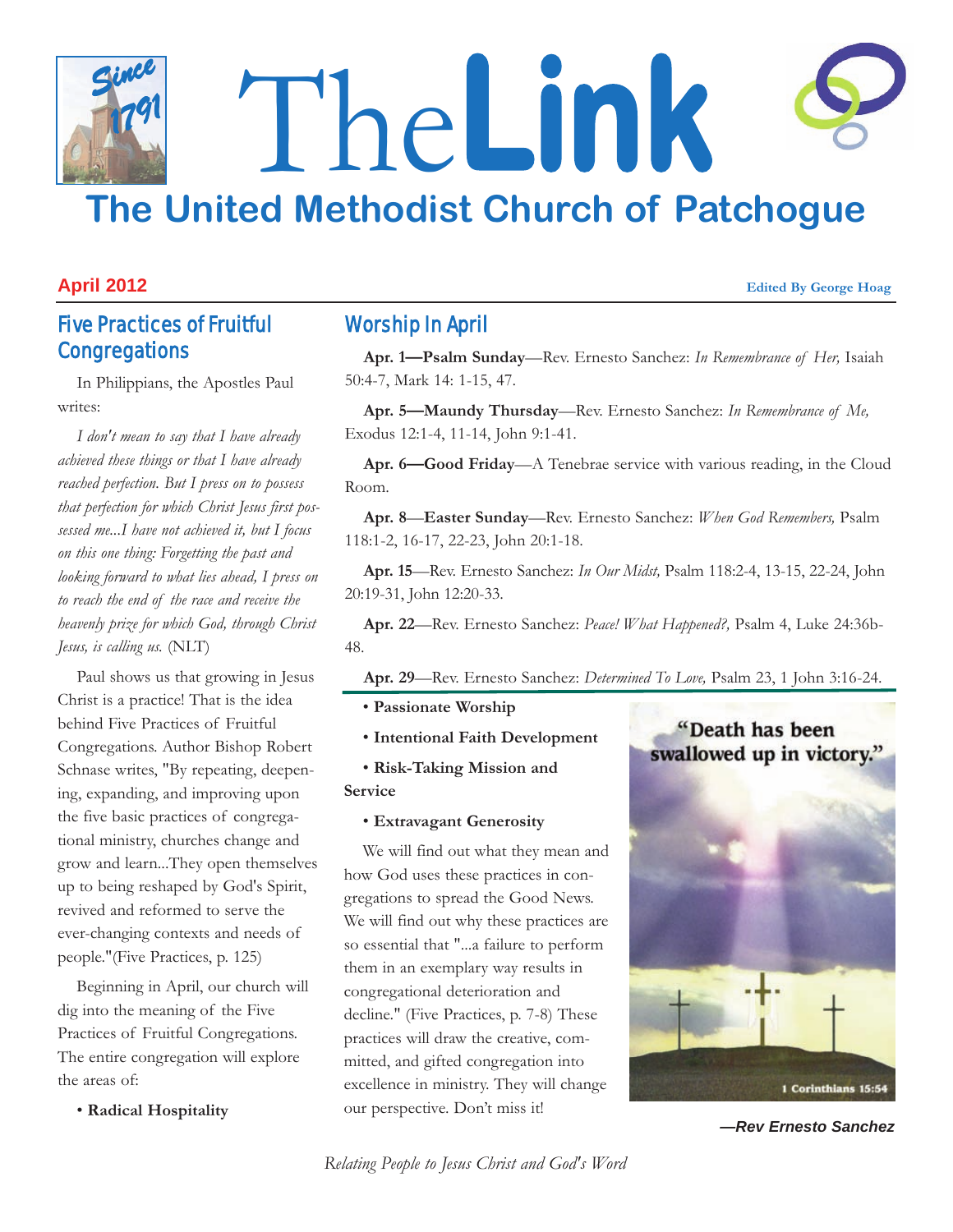# The Link

## The United Methodist Church of Patchogue

**April 2012**

**Edited By George Hoag**

## Five Practices of Fruitful Congregations

In Philippians, the Apostles Paul writes:

*I don't mean to say that I have already achieved these things or that I have already reached perfection. But I press on to possess that perfection for which Christ Jesus first possessed me...I have not achieved it, but I focus on this one thing: Forgetting the past and looking forward to what lies ahead, I press on to reach the end of the race and receive the heavenly prize for which God, through Christ Jesus, is calling us.* (NLT)

Paul shows us that growing in Jesus Christ is a practice! That is the idea behind Five Practices of Fruitful Congregations. Author Bishop Robert Schnase writes, "By repeating, deepening, expanding, and improving upon the five basic practices of congregational ministry, churches change and grow and learn...They open themselves up to being reshaped by God's Spirit, revived and reformed to serve the ever-changing contexts and needs of people."(Five Practices, p. 125)

Beginning in April, our church will dig into the meaning of the Five Practices of Fruitful Congregations. The entire congregation will explore the areas of:

- **Radical Hospitality**
- **Passionate Worship**
- **Intentional Faith Development**
- **Risk-Taking Mission and Service**
- **Extravagant Generosity**

We will find out what they mean and how God uses these practices in congregations to spread the Good News. We will find out why these practices are so essential that "...a failure to perform them in an exemplary way results in congregational deterioration and decline." (Five Practices, p. 7-8) These practices will draw the creative, committed, and gifted congregation into excellence in ministry. They will change our perspective. Don't miss it!

*—Rev Ernesto Sanchez*

## Worship In April

**Apr. 1—Psalm Sunday**—Rev. Ernesto Sanchez: *In Remembrance of Her,* Isaiah 50:4-7, Mark 14: 1-15, 47.

**Apr. 5—Maundy Thursday**—Rev. Ernesto Sanchez: *In Remembrance of Me,* Exodus 12:1-4, 11-14, John 9:1-41.

**Apr. 6—Good Friday**—A Tenebrae service with various reading, in the Cloud Room.

**Apr. 8**—**Easter Sunday**—Rev. Ernesto Sanchez: *When God Remembers,* Psalm 118:1-2, 16-17, 22-23, John 20:1-18.

**Apr. 15**—Rev. Ernesto Sanchez: *In Our Midst,* Psalm 118:2-4, 13-15, 22-24, John 20:19-31, John 12:20-33.

**Apr. 22**—Rev. Ernesto Sanchez: *Peace! What Happened?,* Psalm 4, Luke 24:36b-48.

**Apr. 29**—Rev. Ernesto Sanchez: *Determined To Love,* Psalm 23, 1 John 3:16-24.

"Death has been swallowed up in victory."
1 Corinthians 15:54

*Relating People to Jesus Christ and God's Word*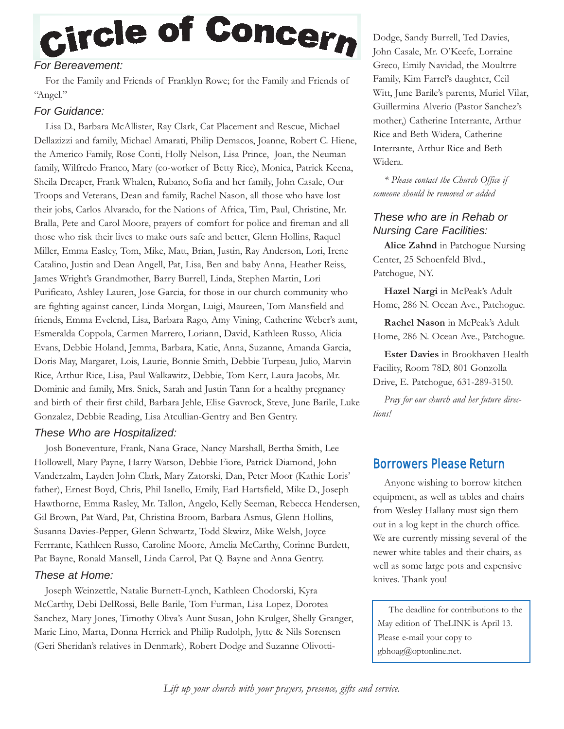# Circle of Concern

### *For Bereavement:*

For the Family and Friends of Franklyn Rowe; for the Family and Friends of "Angel."

### *For Guidance:*

Lisa D., Barbara McAllister, Ray Clark, Cat Placement and Rescue, Michael Dellazizzi and family, Michael Amarati, Philip Demacos, Joanne, Robert C. Hiene, the Americo Family, Rose Conti, Holly Nelson, Lisa Prince, Joan, the Neuman family, Wilfredo Franco, Mary (co-worker of Betty Rice), Monica, Patrick Keena, Sheila Dreaper, Frank Whalen, Rubano, Sofia and her family, John Casale, Our Troops and Veterans, Dean and family, Rachel Nason, all those who have lost their jobs, Carlos Alvarado, for the Nations of Africa, Tim, Paul, Christine, Mr. Bralla, Pete and Carol Moore, prayers of comfort for police and fireman and all those who risk their lives to make ours safe and better, Glenn Hollins, Raquel Miller, Emma Easley, Tom, Mike, Matt, Brian, Justin, Ray Anderson, Lori, Irene Catalino, Justin and Dean Angell, Pat, Lisa, Ben and baby Anna, Heather Reiss, James Wright's Grandmother, Barry Burrell, Linda, Stephen Martin, Lori Purificato, Ashley Lauren, Jose Garcia, for those in our church community who are fighting against cancer, Linda Morgan, Luigi, Maureen, Tom Mansfield and friends, Emma Evelend, Lisa, Barbara Rago, Amy Vining, Catherine Weber's aunt, Esmeralda Coppola, Carmen Marrero, Loriann, David, Kathleen Russo, Alicia Evans, Debbie Holand, Jemma, Barbara, Katie, Anna, Suzanne, Amanda Garcia, Doris May, Margaret, Lois, Laurie, Bonnie Smith, Debbie Turpeau, Julio, Marvin Rice, Arthur Rice, Lisa, Paul Walkawitz, Debbie, Tom Kerr, Laura Jacobs, Mr. Dominic and family, Mrs. Snick, Sarah and Justin Tann for a healthy pregnancy and birth of their first child, Barbara Jehle, Elise Gavrock, Steve, June Barile, Luke Gonzalez, Debbie Reading, Lisa Atcullian-Gentry and Ben Gentry.

### *These Who are Hospitalized:*

Josh Boneventure, Frank, Nana Grace, Nancy Marshall, Bertha Smith, Lee Hollowell, Mary Payne, Harry Watson, Debbie Fiore, Patrick Diamond, John Vanderzalm, Layden John Clark, Mary Zatorski, Dan, Peter Moor (Kathie Loris' father), Ernest Boyd, Chris, Phil Ianello, Emily, Earl Hartsfield, Mike D., Joseph Hawthorne, Emma Rasley, Mr. Tallon, Angelo, Kelly Seeman, Rebecca Hendersen, Gil Brown, Pat Ward, Pat, Christina Broom, Barbara Asmus, Glenn Hollins, Susanna Davies-Pepper, Glenn Schwartz, Todd Skwirz, Mike Welsh, Joyce Ferrrante, Kathleen Russo, Caroline Moore, Amelia McCarthy, Corinne Burdett, Pat Bayne, Ronald Mansell, Linda Carrol, Pat Q. Bayne and Anna Gentry.

### *These at Home:*

Joseph Weinzettle, Natalie Burnett-Lynch, Kathleen Chodorski, Kyra McCarthy, Debi DelRossi, Belle Barile, Tom Furman, Lisa Lopez, Dorotea Sanchez, Mary Jones, Timothy Oliva's Aunt Susan, John Krulger, Shelly Granger, Marie Lino, Marta, Donna Herrick and Philip Rudolph, Jytte & Nils Sorensen (Geri Sheridan's relatives in Denmark), Robert Dodge and Suzanne Olivotti-Dodge, Sandy Burrell, Ted Davies, John Casale, Mr. O'Keefe, Lorraine Greco, Emily Navidad, the Moultrre Family, Kim Farrel's daughter, Ceil Witt, June Barile's parents, Muriel Vilar, Guillermina Alverio (Pastor Sanchez's mother,) Catherine Interrante, Arthur Rice and Beth Widera, Catherine Interrante, Arthur Rice and Beth Widera.

*\* Please contact the Church Office if someone should be removed or added*

### *These who are in Rehab or Nursing Care Facilities:*

**Alice Zahnd** in Patchogue Nursing Center, 25 Schoenfeld Blvd., Patchogue, NY.

**Hazel Nargi** in McPeak's Adult Home, 286 N. Ocean Ave., Patchogue.

**Rachel Nason** in McPeak's Adult Home, 286 N. Ocean Ave., Patchogue.

**Ester Davies** in Brookhaven Health Facility, Room 78D, 801 Gonzolla Drive, E. Patchogue, 631-289-3150.

*Pray for our church and her future directions!*

## Borrowers Please Return

Anyone wishing to borrow kitchen equipment, as well as tables and chairs from Wesley Hallany must sign them out in a log kept in the church office. We are currently missing several of the newer white tables and their chairs, as well as some large pots and expensive knives. Thank you!

The deadline for contributions to the May edition of TheLINK is April 13. Please e-mail your copy to gbhoag@optonline.net.

*Lift up your church with your prayers, presence, gifts and service.*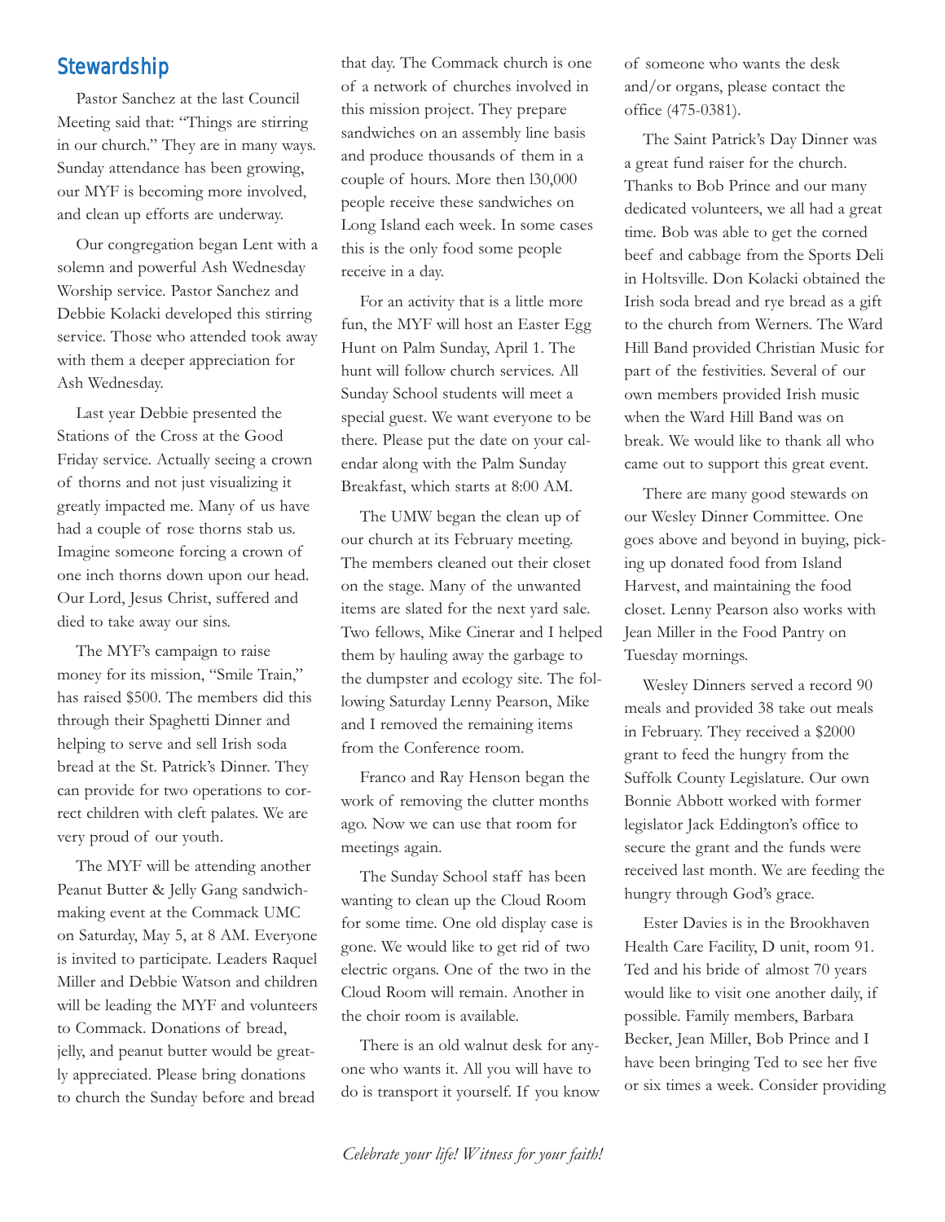## Stewardship

Pastor Sanchez at the last Council Meeting said that: "Things are stirring in our church." They are in many ways. Sunday attendance has been growing, our MYF is becoming more involved, and clean up efforts are underway.

Our congregation began Lent with a solemn and powerful Ash Wednesday Worship service. Pastor Sanchez and Debbie Kolacki developed this stirring service. Those who attended took away with them a deeper appreciation for Ash Wednesday.

Last year Debbie presented the Stations of the Cross at the Good Friday service. Actually seeing a crown of thorns and not just visualizing it greatly impacted me. Many of us have had a couple of rose thorns stab us. Imagine someone forcing a crown of one inch thorns down upon our head. Our Lord, Jesus Christ, suffered and died to take away our sins.

The MYF's campaign to raise money for its mission, "Smile Train," has raised $500. The members did this through their Spaghetti Dinner and helping to serve and sell Irish soda bread at the St. Patrick's Dinner. They can provide for two operations to correct children with cleft palates. We are very proud of our youth.

The MYF will be attending another Peanut Butter & Jelly Gang sandwich-making event at the Commack UMC on Saturday, May 5, at 8 AM. Everyone is invited to participate. Leaders Raquel Miller and Debbie Watson and children will be leading the MYF and volunteers to Commack. Donations of bread, jelly, and peanut butter would be greatly appreciated. Please bring donations to church the Sunday before and bread that day. The Commack church is one of a network of churches involved in this mission project. They prepare sandwiches on an assembly line basis and produce thousands of them in a couple of hours. More then l30,000 people receive these sandwiches on Long Island each week. In some cases this is the only food some people receive in a day.

For an activity that is a little more fun, the MYF will host an Easter Egg Hunt on Palm Sunday, April 1. The hunt will follow church services. All Sunday School students will meet a special guest. We want everyone to be there. Please put the date on your calendar along with the Palm Sunday Breakfast, which starts at 8:00 AM.

The UMW began the clean up of our church at its February meeting. The members cleaned out their closet on the stage. Many of the unwanted items are slated for the next yard sale. Two fellows, Mike Cinerar and I helped them by hauling away the garbage to the dumpster and ecology site. The following Saturday Lenny Pearson, Mike and I removed the remaining items from the Conference room.

Franco and Ray Henson began the work of removing the clutter months ago. Now we can use that room for meetings again.

The Sunday School staff has been wanting to clean up the Cloud Room for some time. One old display case is gone. We would like to get rid of two electric organs. One of the two in the Cloud Room will remain. Another in the choir room is available.

There is an old walnut desk for anyone who wants it. All you will have to do is transport it yourself. If you know of someone who wants the desk and/or organs, please contact the office (475-0381).

The Saint Patrick's Day Dinner was a great fund raiser for the church. Thanks to Bob Prince and our many dedicated volunteers, we all had a great time. Bob was able to get the corned beef and cabbage from the Sports Deli in Holtsville. Don Kolacki obtained the Irish soda bread and rye bread as a gift to the church from Werners. The Ward Hill Band provided Christian Music for part of the festivities. Several of our own members provided Irish music when the Ward Hill Band was on break. We would like to thank all who came out to support this great event.

There are many good stewards on our Wesley Dinner Committee. One goes above and beyond in buying, picking up donated food from Island Harvest, and maintaining the food closet. Lenny Pearson also works with Jean Miller in the Food Pantry on Tuesday mornings.

Wesley Dinners served a record 90 meals and provided 38 take out meals in February. They received a $2000 grant to feed the hungry from the Suffolk County Legislature. Our own Bonnie Abbott worked with former legislator Jack Eddington's office to secure the grant and the funds were received last month. We are feeding the hungry through God's grace.

Ester Davies is in the Brookhaven Health Care Facility, D unit, room 91. Ted and his bride of almost 70 years would like to visit one another daily, if possible. Family members, Barbara Becker, Jean Miller, Bob Prince and I have been bringing Ted to see her five or six times a week. Consider providing

*Celebrate your life! Witness for your faith!*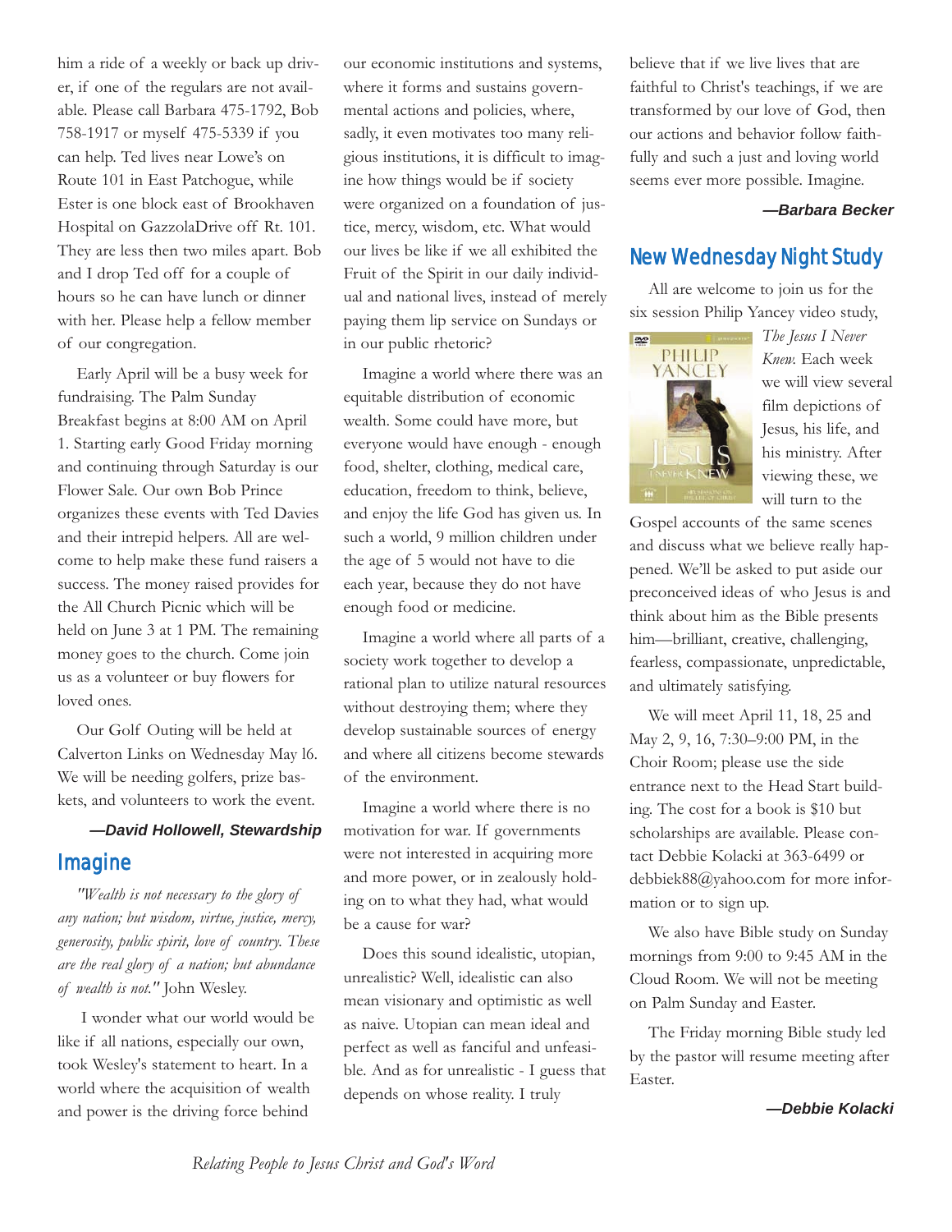him a ride of a weekly or back up driver, if one of the regulars are not available. Please call Barbara 475-1792, Bob 758-1917 or myself 475-5339 if you can help. Ted lives near Lowe's on Route 101 in East Patchogue, while Ester is one block east of Brookhaven Hospital on GazzolaDrive off Rt. 101. They are less then two miles apart. Bob and I drop Ted off for a couple of hours so he can have lunch or dinner with her. Please help a fellow member of our congregation.

Early April will be a busy week for fundraising. The Palm Sunday Breakfast begins at 8:00 AM on April 1. Starting early Good Friday morning and continuing through Saturday is our Flower Sale. Our own Bob Prince organizes these events with Ted Davies and their intrepid helpers. All are welcome to help make these fund raisers a success. The money raised provides for the All Church Picnic which will be held on June 3 at 1 PM. The remaining money goes to the church. Come join us as a volunteer or buy flowers for loved ones.

Our Golf Outing will be held at Calverton Links on Wednesday May 16. We will be needing golfers, prize baskets, and volunteers to work the event.

***—David Hollowell, Stewardship***

## Imagine

*"Wealth is not necessary to the glory of any nation; but wisdom, virtue, justice, mercy, generosity, public spirit, love of country. These are the real glory of a nation; but abundance of wealth is not."* John Wesley.

I wonder what our world would be like if all nations, especially our own, took Wesley's statement to heart. In a world where the acquisition of wealth and power is the driving force behind our economic institutions and systems, where it forms and sustains governmental actions and policies, where, sadly, it even motivates too many religious institutions, it is difficult to imagine how things would be if society were organized on a foundation of justice, mercy, wisdom, etc. What would our lives be like if we all exhibited the Fruit of the Spirit in our daily individual and national lives, instead of merely paying them lip service on Sundays or in our public rhetoric?

Imagine a world where there was an equitable distribution of economic wealth. Some could have more, but everyone would have enough - enough food, shelter, clothing, medical care, education, freedom to think, believe, and enjoy the life God has given us. In such a world, 9 million children under the age of 5 would not have to die each year, because they do not have enough food or medicine.

Imagine a world where all parts of a society work together to develop a rational plan to utilize natural resources without destroying them; where they develop sustainable sources of energy and where all citizens become stewards of the environment.

Imagine a world where there is no motivation for war. If governments were not interested in acquiring more and more power, or in zealously holding on to what they had, what would be a cause for war?

Does this sound idealistic, utopian, unrealistic? Well, idealistic can also mean visionary and optimistic as well as naive. Utopian can mean ideal and perfect as well as fanciful and unfeasible. And as for unrealistic - I guess that depends on whose reality. I truly believe that if we live lives that are faithful to Christ's teachings, if we are transformed by our love of God, then our actions and behavior follow faithfully and such a just and loving world seems ever more possible. Imagine.

***—Barbara Becker***

## New Wednesday Night Study

All are welcome to join us for the six session Philip Yancey video study, *The Jesus I Never Knew.* Each week we will view several film depictions of Jesus, his life, and his ministry. After viewing these, we will turn to the Gospel accounts of the same scenes and discuss what we believe really happened. We'll be asked to put aside our preconceived ideas of who Jesus is and think about him as the Bible presents him—brilliant, creative, challenging, fearless, compassionate, unpredictable, and ultimately satisfying.

We will meet April 11, 18, 25 and May 2, 9, 16, 7:30–9:00 PM, in the Choir Room; please use the side entrance next to the Head Start building. The cost for a book is $10 but scholarships are available. Please contact Debbie Kolacki at 363-6499 or debbiek88@yahoo.com for more information or to sign up.

We also have Bible study on Sunday mornings from 9:00 to 9:45 AM in the Cloud Room. We will not be meeting on Palm Sunday and Easter.

The Friday morning Bible study led by the pastor will resume meeting after Easter.

***—Debbie Kolacki***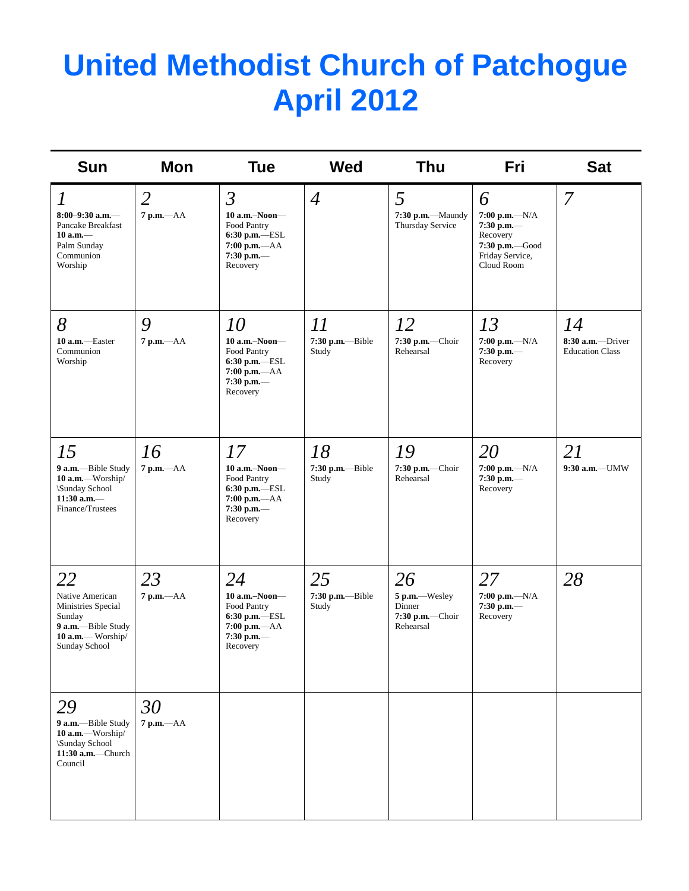# United Methodist Church of Patchogue April 2012

| Sun | Mon | Tue | Wed | Thu | Fri | Sat |
|---|---|---|---|---|---|---|
| *1*<br>**8:00–9:30 a.m.**—Pancake Breakfast<br>**10 a.m.**—Palm Sunday Communion Worship | *2*<br>**7 p.m.**—AA | *3*<br>**10 a.m.–Noon**—Food Pantry<br>**6:30 p.m.**—ESL<br>**7:00 p.m.**—AA<br>**7:30 p.m.**—Recovery | *4* | *5*<br>**7:30 p.m.**—Maundy Thursday Service | *6*<br>**7:00 p.m.**—N/A<br>**7:30 p.m.**—Recovery<br>**7:30 p.m.**—Good Friday Service, Cloud Room | *7* |
| *8*<br>**10 a.m.**—Easter Communion Worship | *9*<br>**7 p.m.**—AA | *10*<br>**10 a.m.–Noon**—Food Pantry<br>**6:30 p.m.**—ESL<br>**7:00 p.m.**—AA<br>**7:30 p.m.**—Recovery | *11*<br>**7:30 p.m.**—Bible Study | *12*<br>**7:30 p.m.**—Choir Rehearsal | *13*<br>**7:00 p.m.**—N/A<br>**7:30 p.m.**—Recovery | *14*<br>**8:30 a.m.**—Driver Education Class |
| *15*<br>**9 a.m.**—Bible Study<br>**10 a.m.**—Worship/ \Sunday School<br>**11:30 a.m.**—Finance/Trustees | *16*<br>**7 p.m.**—AA | *17*<br>**10 a.m.–Noon**—Food Pantry<br>**6:30 p.m.**—ESL<br>**7:00 p.m.**—AA<br>**7:30 p.m.**—Recovery | *18*<br>**7:30 p.m.**—Bible Study | *19*<br>**7:30 p.m.**—Choir Rehearsal | *20*<br>**7:00 p.m.**—N/A<br>**7:30 p.m.**—Recovery | *21*<br>**9:30 a.m.**—UMW |
| *22*<br>Native American Ministries Special Sunday<br>**9 a.m.**—Bible Study<br>**10 a.m.**— Worship/ Sunday School | *23*<br>**7 p.m.**—AA | *24*<br>**10 a.m.–Noon**—Food Pantry<br>**6:30 p.m.**—ESL<br>**7:00 p.m.**—AA<br>**7:30 p.m.**—Recovery | *25*<br>**7:30 p.m.**—Bible Study | *26*<br>**5 p.m.**—Wesley Dinner<br>**7:30 p.m.**—Choir Rehearsal | *27*<br>**7:00 p.m.**—N/A<br>**7:30 p.m.**—Recovery | *28* |
| *29*<br>**9 a.m.**—Bible Study<br>**10 a.m.**—Worship/ \Sunday School<br>**11:30 a.m.**—Church Council | *30*<br>**7 p.m.**—AA | | | | | |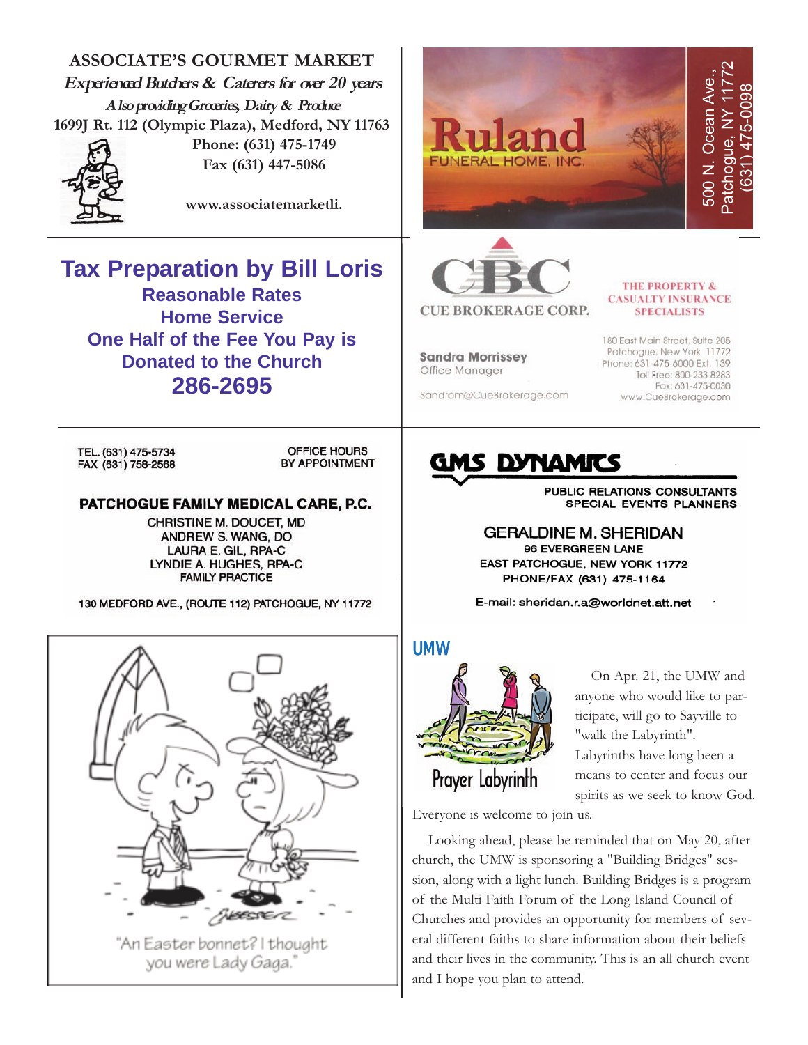## ASSOCIATE'S GOURMET MARKET

*Experienced Butchers & Caterers for over 20 years*

*Also providing Groceries, Dairy & Produce*

**1699J Rt. 112 (Olympic Plaza), Medford, NY 11763**

**Phone: (631) 475-1749**

**Fax (631) 447-5086**

**www.associatemarketli.**

---

**Ruland** FUNERAL HOME, INC.

500 N. Ocean Ave., Patchogue, NY 11772 (631) 475-0098

---

## Tax Preparation by Bill Loris

**Reasonable Rates**

**Home Service**

**One Half of the Fee You Pay is Donated to the Church**

**286-2695**

---

**CBC** CUE BROKERAGE CORP.

THE PROPERTY & CASUALTY INSURANCE SPECIALISTS

**Sandra Morrissey**
Office Manager

Sandram@CueBrokerage.com

180 East Main Street, Suite 205
Patchogue, New York 11772
Phone: 631-475-6000 Ext. 139
Toll Free: 800-233-8283
Fax: 631-475-0030
www.CueBrokerage.com

---

TEL. (631) 475-5734
FAX (631) 758-2568

OFFICE HOURS BY APPOINTMENT

**PATCHOGUE FAMILY MEDICAL CARE, P.C.**

CHRISTINE M. DOUCET, MD
ANDREW S. WANG, DO
LAURA E. GIL, RPA-C
LYNDIE A. HUGHES, RPA-C
FAMILY PRACTICE

130 MEDFORD AVE., (ROUTE 112) PATCHOGUE, NY 11772

---

**GMS DYNAMICS**

PUBLIC RELATIONS CONSULTANTS
SPECIAL EVENTS PLANNERS

**GERALDINE M. SHERIDAN**
96 EVERGREEN LANE
EAST PATCHOGUE, NEW YORK 11772
PHONE/FAX (631) 475-1164

E-mail: sheridan.r.a@worldnet.att.net

---

"An Easter bonnet? I thought you were Lady Gaga."

---

## UMW

Prayer Labyrinth

On Apr. 21, the UMW and anyone who would like to participate, will go to Sayville to "walk the Labyrinth". Labyrinths have long been a means to center and focus our spirits as we seek to know God. Everyone is welcome to join us.

Looking ahead, please be reminded that on May 20, after church, the UMW is sponsoring a "Building Bridges" session, along with a light lunch. Building Bridges is a program of the Multi Faith Forum of the Long Island Council of Churches and provides an opportunity for members of several different faiths to share information about their beliefs and their lives in the community. This is an all church event and I hope you plan to attend.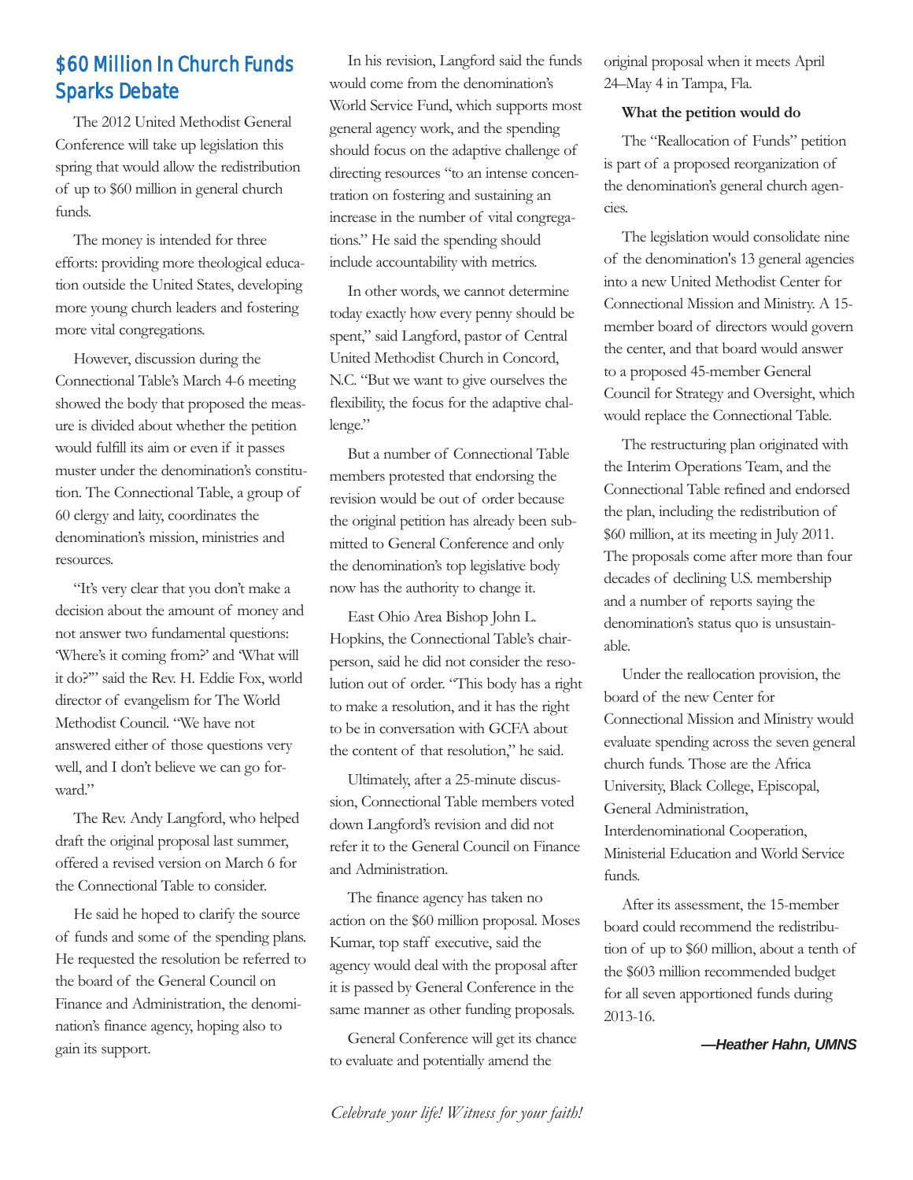## $60 Million In Church Funds Sparks Debate

The 2012 United Methodist General Conference will take up legislation this spring that would allow the redistribution of up to $60 million in general church funds.

The money is intended for three efforts: providing more theological education outside the United States, developing more young church leaders and fostering more vital congregations.

However, discussion during the Connectional Table's March 4-6 meeting showed the body that proposed the measure is divided about whether the petition would fulfill its aim or even if it passes muster under the denomination's constitution. The Connectional Table, a group of 60 clergy and laity, coordinates the denomination's mission, ministries and resources.

"It's very clear that you don't make a decision about the amount of money and not answer two fundamental questions: 'Where's it coming from?' and 'What will it do?'" said the Rev. H. Eddie Fox, world director of evangelism for The World Methodist Council. "We have not answered either of those questions very well, and I don't believe we can go forward."

The Rev. Andy Langford, who helped draft the original proposal last summer, offered a revised version on March 6 for the Connectional Table to consider.

He said he hoped to clarify the source of funds and some of the spending plans. He requested the resolution be referred to the board of the General Council on Finance and Administration, the denomination's finance agency, hoping also to gain its support.

In his revision, Langford said the funds would come from the denomination's World Service Fund, which supports most general agency work, and the spending should focus on the adaptive challenge of directing resources "to an intense concentration on fostering and sustaining an increase in the number of vital congregations." He said the spending should include accountability with metrics.

In other words, we cannot determine today exactly how every penny should be spent," said Langford, pastor of Central United Methodist Church in Concord, N.C. "But we want to give ourselves the flexibility, the focus for the adaptive challenge."

But a number of Connectional Table members protested that endorsing the revision would be out of order because the original petition has already been submitted to General Conference and only the denomination's top legislative body now has the authority to change it.

East Ohio Area Bishop John L. Hopkins, the Connectional Table's chairperson, said he did not consider the resolution out of order. "This body has a right to make a resolution, and it has the right to be in conversation with GCFA about the content of that resolution," he said.

Ultimately, after a 25-minute discussion, Connectional Table members voted down Langford's revision and did not refer it to the General Council on Finance and Administration.

The finance agency has taken no action on the $60 million proposal. Moses Kumar, top staff executive, said the agency would deal with the proposal after it is passed by General Conference in the same manner as other funding proposals.

General Conference will get its chance to evaluate and potentially amend the original proposal when it meets April 24–May 4 in Tampa, Fla.

**What the petition would do**

The "Reallocation of Funds" petition is part of a proposed reorganization of the denomination's general church agencies.

The legislation would consolidate nine of the denomination's 13 general agencies into a new United Methodist Center for Connectional Mission and Ministry. A 15-member board of directors would govern the center, and that board would answer to a proposed 45-member General Council for Strategy and Oversight, which would replace the Connectional Table.

The restructuring plan originated with the Interim Operations Team, and the Connectional Table refined and endorsed the plan, including the redistribution of $60 million, at its meeting in July 2011. The proposals come after more than four decades of declining U.S. membership and a number of reports saying the denomination's status quo is unsustainable.

Under the reallocation provision, the board of the new Center for Connectional Mission and Ministry would evaluate spending across the seven general church funds. Those are the Africa University, Black College, Episcopal, General Administration, Interdenominational Cooperation, Ministerial Education and World Service funds.

After its assessment, the 15-member board could recommend the redistribution of up to $60 million, about a tenth of the $603 million recommended budget for all seven apportioned funds during 2013-16.

***—Heather Hahn, UMNS***

*Celebrate your life! Witness for your faith!*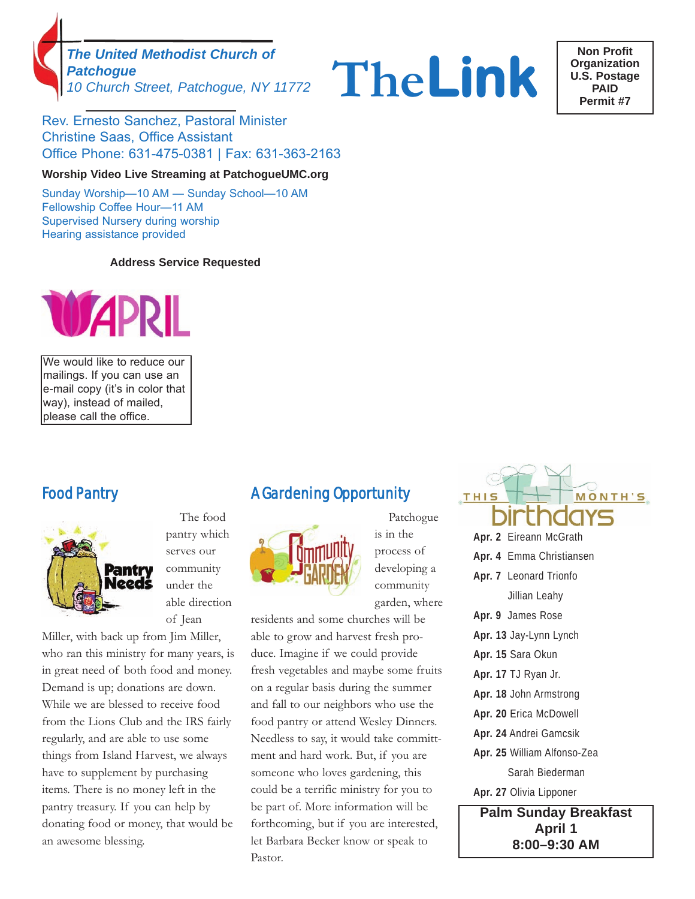**The United Methodist Church of Patchogue**
*10 Church Street, Patchogue, NY 11772*

# The Link

Non Profit Organization
U.S. Postage
PAID
Permit #7

Rev. Ernesto Sanchez, Pastoral Minister
Christine Saas, Office Assistant
Office Phone: 631-475-0381 | Fax: 631-363-2163

**Worship Video Live Streaming at PatchogueUMC.org**

Sunday Worship—10 AM — Sunday School—10 AM
Fellowship Coffee Hour—11 AM
Supervised Nursery during worship
Hearing assistance provided

**Address Service Requested**

APRIL

We would like to reduce our mailings. If you can use an e-mail copy (it's in color that way), instead of mailed, please call the office.

## Food Pantry

The food pantry which serves our community under the able direction of Jean Miller, with back up from Jim Miller, who ran this ministry for many years, is in great need of both food and money. Demand is up; donations are down. While we are blessed to receive food from the Lions Club and the IRS fairly regularly, and are able to use some things from Island Harvest, we always have to supplement by purchasing items. There is no money left in the pantry treasury. If you can help by donating food or money, that would be an awesome blessing.

## A Gardening Opportunity

Patchogue is in the process of developing a community garden, where residents and some churches will be able to grow and harvest fresh produce. Imagine if we could provide fresh vegetables and maybe some fruits on a regular basis during the summer and fall to our neighbors who use the food pantry or attend Wesley Dinners. Needless to say, it would take committment and hard work. But, if you are interested, this could be a terrific ministry for you to be part of. More information will be forthcoming, but if you are interested, let Barbara Becker know or speak to Pastor.

## This Month's Birthdays

**Apr. 2** Eireann McGrath
**Apr. 4** Emma Christiansen
**Apr. 7** Leonard Trionfo
Jillian Leahy
**Apr. 9** James Rose
**Apr. 13** Jay-Lynn Lynch
**Apr. 15** Sara Okun
**Apr. 17** TJ Ryan Jr.
**Apr. 18** John Armstrong
**Apr. 20** Erica McDowell
**Apr. 24** Andrei Gamcsik
**Apr. 25** William Alfonso-Zea
Sarah Biederman
**Apr. 27** Olivia Lipponer

**Palm Sunday Breakfast**
**April 1**
**8:00–9:30 AM**